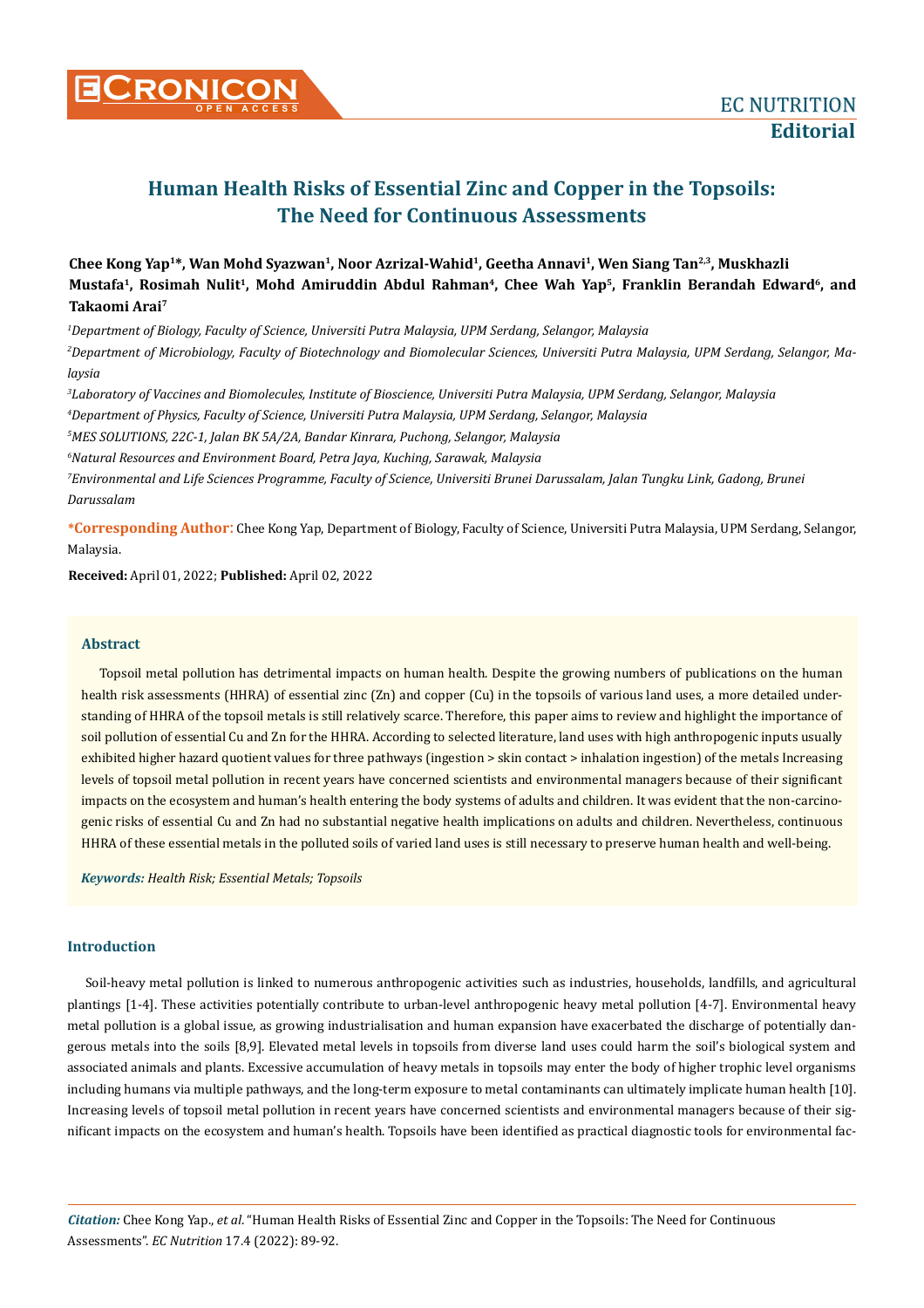# Human Health Risks of Essential Zinc and Copper in the Topsoils: The Need for Continuous Assessments

**Chee Kong Yap[1]*, Wan Mohd Syazwan[1], Noor Azrizal-Wahid[1], Geetha Annavi[1], Wen Siang Tan[2,3], Muskhazli Mustafa[1], Rosimah Nulit[1], Mohd Amiruddin Abdul Rahman[4], Chee Wah Yap[5], Franklin Berandah Edward[6], and Takaomi Arai[7]**

[1]*Department of Biology, Faculty of Science, Universiti Putra Malaysia, UPM Serdang, Selangor, Malaysia*

[2]*Department of Microbiology, Faculty of Biotechnology and Biomolecular Sciences, Universiti Putra Malaysia, UPM Serdang, Selangor, Malaysia*

[3]*Laboratory of Vaccines and Biomolecules, Institute of Bioscience, Universiti Putra Malaysia, UPM Serdang, Selangor, Malaysia*

[4]*Department of Physics, Faculty of Science, Universiti Putra Malaysia, UPM Serdang, Selangor, Malaysia*

[5]*MES SOLUTIONS, 22C-1, Jalan BK 5A/2A, Bandar Kinrara, Puchong, Selangor, Malaysia*

[6]*Natural Resources and Environment Board, Petra Jaya, Kuching, Sarawak, Malaysia*

[7]*Environmental and Life Sciences Programme, Faculty of Science, Universiti Brunei Darussalam, Jalan Tungku Link, Gadong, Brunei Darussalam*

**\*Corresponding Author:** Chee Kong Yap, Department of Biology, Faculty of Science, Universiti Putra Malaysia, UPM Serdang, Selangor, Malaysia.

**Received:** April 01, 2022; **Published:** April 02, 2022

## Abstract

Topsoil metal pollution has detrimental impacts on human health. Despite the growing numbers of publications on the human health risk assessments (HHRA) of essential zinc (Zn) and copper (Cu) in the topsoils of various land uses, a more detailed understanding of HHRA of the topsoil metals is still relatively scarce. Therefore, this paper aims to review and highlight the importance of soil pollution of essential Cu and Zn for the HHRA. According to selected literature, land uses with high anthropogenic inputs usually exhibited higher hazard quotient values for three pathways (ingestion > skin contact > inhalation ingestion) of the metals Increasing levels of topsoil metal pollution in recent years have concerned scientists and environmental managers because of their significant impacts on the ecosystem and human's health entering the body systems of adults and children. It was evident that the non-carcinogenic risks of essential Cu and Zn had no substantial negative health implications on adults and children. Nevertheless, continuous HHRA of these essential metals in the polluted soils of varied land uses is still necessary to preserve human health and well-being.

***Keywords:** Health Risk; Essential Metals; Topsoils*

## Introduction

Soil-heavy metal pollution is linked to numerous anthropogenic activities such as industries, households, landfills, and agricultural plantings [1-4]. These activities potentially contribute to urban-level anthropogenic heavy metal pollution [4-7]. Environmental heavy metal pollution is a global issue, as growing industrialisation and human expansion have exacerbated the discharge of potentially dangerous metals into the soils [8,9]. Elevated metal levels in topsoils from diverse land uses could harm the soil's biological system and associated animals and plants. Excessive accumulation of heavy metals in topsoils may enter the body of higher trophic level organisms including humans via multiple pathways, and the long-term exposure to metal contaminants can ultimately implicate human health [10]. Increasing levels of topsoil metal pollution in recent years have concerned scientists and environmental managers because of their significant impacts on the ecosystem and human's health. Topsoils have been identified as practical diagnostic tools for environmental fac-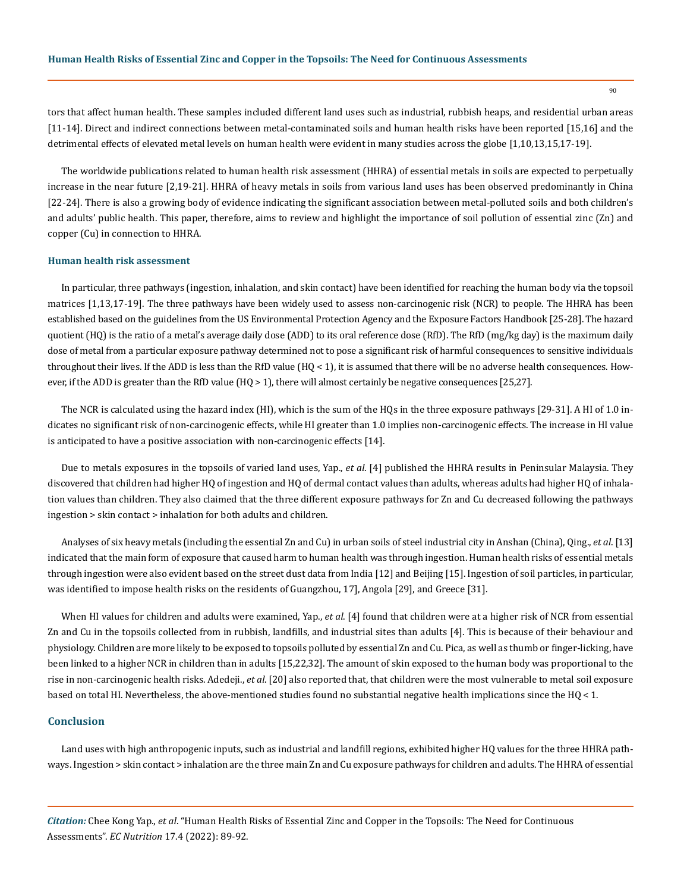tors that affect human health. These samples included different land uses such as industrial, rubbish heaps, and residential urban areas [11-14]. Direct and indirect connections between metal-contaminated soils and human health risks have been reported [15,16] and the detrimental effects of elevated metal levels on human health were evident in many studies across the globe [1,10,13,15,17-19].

The worldwide publications related to human health risk assessment (HHRA) of essential metals in soils are expected to perpetually increase in the near future [2,19-21]. HHRA of heavy metals in soils from various land uses has been observed predominantly in China [22-24]. There is also a growing body of evidence indicating the significant association between metal-polluted soils and both children's and adults' public health. This paper, therefore, aims to review and highlight the importance of soil pollution of essential zinc (Zn) and copper (Cu) in connection to HHRA.

### Human health risk assessment

In particular, three pathways (ingestion, inhalation, and skin contact) have been identified for reaching the human body via the topsoil matrices [1,13,17-19]. The three pathways have been widely used to assess non-carcinogenic risk (NCR) to people. The HHRA has been established based on the guidelines from the US Environmental Protection Agency and the Exposure Factors Handbook [25-28]. The hazard quotient (HQ) is the ratio of a metal's average daily dose (ADD) to its oral reference dose (RfD). The RfD (mg/kg day) is the maximum daily dose of metal from a particular exposure pathway determined not to pose a significant risk of harmful consequences to sensitive individuals throughout their lives. If the ADD is less than the RfD value (HQ < 1), it is assumed that there will be no adverse health consequences. However, if the ADD is greater than the RfD value (HQ > 1), there will almost certainly be negative consequences [25,27].

The NCR is calculated using the hazard index (HI), which is the sum of the HQs in the three exposure pathways [29-31]. A HI of 1.0 indicates no significant risk of non-carcinogenic effects, while HI greater than 1.0 implies non-carcinogenic effects. The increase in HI value is anticipated to have a positive association with non-carcinogenic effects [14].

Due to metals exposures in the topsoils of varied land uses, Yap., *et al*. [4] published the HHRA results in Peninsular Malaysia. They discovered that children had higher HQ of ingestion and HQ of dermal contact values than adults, whereas adults had higher HQ of inhalation values than children. They also claimed that the three different exposure pathways for Zn and Cu decreased following the pathways ingestion > skin contact > inhalation for both adults and children.

Analyses of six heavy metals (including the essential Zn and Cu) in urban soils of steel industrial city in Anshan (China), Qing., *et al*. [13] indicated that the main form of exposure that caused harm to human health was through ingestion. Human health risks of essential metals through ingestion were also evident based on the street dust data from India [12] and Beijing [15]. Ingestion of soil particles, in particular, was identified to impose health risks on the residents of Guangzhou, 17], Angola [29], and Greece [31].

When HI values for children and adults were examined, Yap., *et al*. [4] found that children were at a higher risk of NCR from essential Zn and Cu in the topsoils collected from in rubbish, landfills, and industrial sites than adults [4]. This is because of their behaviour and physiology. Children are more likely to be exposed to topsoils polluted by essential Zn and Cu. Pica, as well as thumb or finger-licking, have been linked to a higher NCR in children than in adults [15,22,32]. The amount of skin exposed to the human body was proportional to the rise in non-carcinogenic health risks. Adedeji., *et al*. [20] also reported that, that children were the most vulnerable to metal soil exposure based on total HI. Nevertheless, the above-mentioned studies found no substantial negative health implications since the HQ < 1.

## Conclusion

Land uses with high anthropogenic inputs, such as industrial and landfill regions, exhibited higher HQ values for the three HHRA pathways. Ingestion > skin contact > inhalation are the three main Zn and Cu exposure pathways for children and adults. The HHRA of essential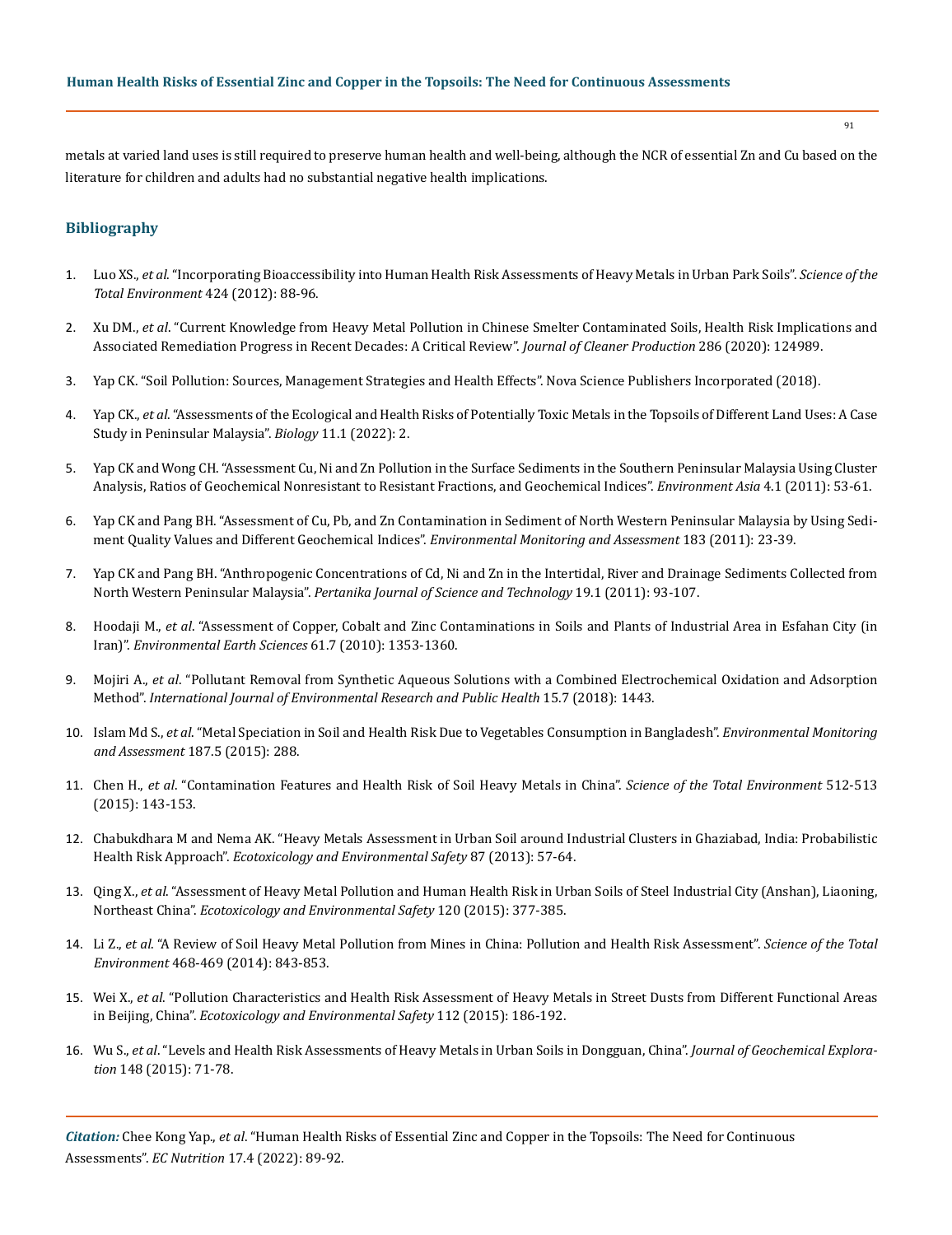metals at varied land uses is still required to preserve human health and well-being, although the NCR of essential Zn and Cu based on the literature for children and adults had no substantial negative health implications.

## Bibliography

1. Luo XS., *et al*. "Incorporating Bioaccessibility into Human Health Risk Assessments of Heavy Metals in Urban Park Soils". *Science of the Total Environment* 424 (2012): 88-96.
2. Xu DM., *et al*. "Current Knowledge from Heavy Metal Pollution in Chinese Smelter Contaminated Soils, Health Risk Implications and Associated Remediation Progress in Recent Decades: A Critical Review". *Journal of Cleaner Production* 286 (2020): 124989.
3. Yap CK. "Soil Pollution: Sources, Management Strategies and Health Effects". Nova Science Publishers Incorporated (2018).
4. Yap CK., *et al*. "Assessments of the Ecological and Health Risks of Potentially Toxic Metals in the Topsoils of Different Land Uses: A Case Study in Peninsular Malaysia". *Biology* 11.1 (2022): 2.
5. Yap CK and Wong CH. "Assessment Cu, Ni and Zn Pollution in the Surface Sediments in the Southern Peninsular Malaysia Using Cluster Analysis, Ratios of Geochemical Nonresistant to Resistant Fractions, and Geochemical Indices". *Environment Asia* 4.1 (2011): 53-61.
6. Yap CK and Pang BH. "Assessment of Cu, Pb, and Zn Contamination in Sediment of North Western Peninsular Malaysia by Using Sediment Quality Values and Different Geochemical Indices". *Environmental Monitoring and Assessment* 183 (2011): 23-39.
7. Yap CK and Pang BH. "Anthropogenic Concentrations of Cd, Ni and Zn in the Intertidal, River and Drainage Sediments Collected from North Western Peninsular Malaysia". *Pertanika Journal of Science and Technology* 19.1 (2011): 93-107.
8. Hoodaji M., *et al*. "Assessment of Copper, Cobalt and Zinc Contaminations in Soils and Plants of Industrial Area in Esfahan City (in Iran)". *Environmental Earth Sciences* 61.7 (2010): 1353-1360.
9. Mojiri A., *et al*. "Pollutant Removal from Synthetic Aqueous Solutions with a Combined Electrochemical Oxidation and Adsorption Method". *International Journal of Environmental Research and Public Health* 15.7 (2018): 1443.
10. Islam Md S., *et al*. "Metal Speciation in Soil and Health Risk Due to Vegetables Consumption in Bangladesh". *Environmental Monitoring and Assessment* 187.5 (2015): 288.
11. Chen H., *et al*. "Contamination Features and Health Risk of Soil Heavy Metals in China". *Science of the Total Environment* 512-513 (2015): 143-153.
12. Chabukdhara M and Nema AK. "Heavy Metals Assessment in Urban Soil around Industrial Clusters in Ghaziabad, India: Probabilistic Health Risk Approach". *Ecotoxicology and Environmental Safety* 87 (2013): 57-64.
13. Qing X., *et al*. "Assessment of Heavy Metal Pollution and Human Health Risk in Urban Soils of Steel Industrial City (Anshan), Liaoning, Northeast China". *Ecotoxicology and Environmental Safety* 120 (2015): 377-385.
14. Li Z., *et al*. "A Review of Soil Heavy Metal Pollution from Mines in China: Pollution and Health Risk Assessment". *Science of the Total Environment* 468-469 (2014): 843-853.
15. Wei X., *et al*. "Pollution Characteristics and Health Risk Assessment of Heavy Metals in Street Dusts from Different Functional Areas in Beijing, China". *Ecotoxicology and Environmental Safety* 112 (2015): 186-192.
16. Wu S., *et al*. "Levels and Health Risk Assessments of Heavy Metals in Urban Soils in Dongguan, China". *Journal of Geochemical Exploration* 148 (2015): 71-78.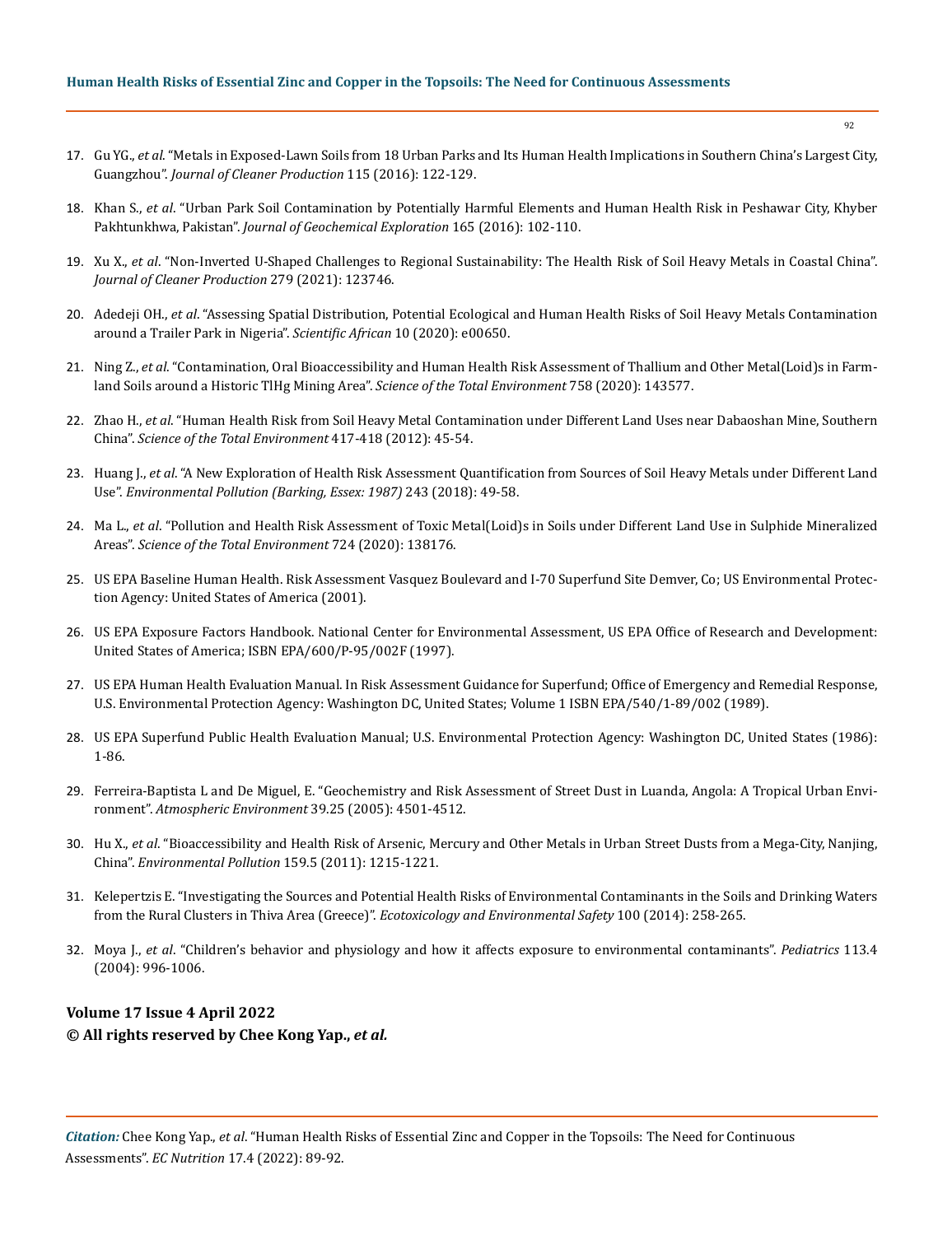17. Gu YG., *et al*. "Metals in Exposed-Lawn Soils from 18 Urban Parks and Its Human Health Implications in Southern China's Largest City, Guangzhou". *Journal of Cleaner Production* 115 (2016): 122-129.
18. Khan S., *et al*. "Urban Park Soil Contamination by Potentially Harmful Elements and Human Health Risk in Peshawar City, Khyber Pakhtunkhwa, Pakistan". *Journal of Geochemical Exploration* 165 (2016): 102-110.
19. Xu X., *et al*. "Non-Inverted U-Shaped Challenges to Regional Sustainability: The Health Risk of Soil Heavy Metals in Coastal China". *Journal of Cleaner Production* 279 (2021): 123746.
20. Adedeji OH., *et al*. "Assessing Spatial Distribution, Potential Ecological and Human Health Risks of Soil Heavy Metals Contamination around a Trailer Park in Nigeria". *Scientific African* 10 (2020): e00650.
21. Ning Z., *et al*. "Contamination, Oral Bioaccessibility and Human Health Risk Assessment of Thallium and Other Metal(Loid)s in Farmland Soils around a Historic TlHg Mining Area". *Science of the Total Environment* 758 (2020): 143577.
22. Zhao H., *et al*. "Human Health Risk from Soil Heavy Metal Contamination under Different Land Uses near Dabaoshan Mine, Southern China". *Science of the Total Environment* 417-418 (2012): 45-54.
23. Huang J., *et al*. "A New Exploration of Health Risk Assessment Quantification from Sources of Soil Heavy Metals under Different Land Use". *Environmental Pollution (Barking, Essex: 1987)* 243 (2018): 49-58.
24. Ma L., *et al*. "Pollution and Health Risk Assessment of Toxic Metal(Loid)s in Soils under Different Land Use in Sulphide Mineralized Areas". *Science of the Total Environment* 724 (2020): 138176.
25. US EPA Baseline Human Health. Risk Assessment Vasquez Boulevard and I-70 Superfund Site Demver, Co; US Environmental Protection Agency: United States of America (2001).
26. US EPA Exposure Factors Handbook. National Center for Environmental Assessment, US EPA Office of Research and Development: United States of America; ISBN EPA/600/P-95/002F (1997).
27. US EPA Human Health Evaluation Manual. In Risk Assessment Guidance for Superfund; Office of Emergency and Remedial Response, U.S. Environmental Protection Agency: Washington DC, United States; Volume 1 ISBN EPA/540/1-89/002 (1989).
28. US EPA Superfund Public Health Evaluation Manual; U.S. Environmental Protection Agency: Washington DC, United States (1986): 1-86.
29. Ferreira-Baptista L and De Miguel, E. "Geochemistry and Risk Assessment of Street Dust in Luanda, Angola: A Tropical Urban Environment". *Atmospheric Environment* 39.25 (2005): 4501-4512.
30. Hu X., *et al*. "Bioaccessibility and Health Risk of Arsenic, Mercury and Other Metals in Urban Street Dusts from a Mega-City, Nanjing, China". *Environmental Pollution* 159.5 (2011): 1215-1221.
31. Kelepertzis E. "Investigating the Sources and Potential Health Risks of Environmental Contaminants in the Soils and Drinking Waters from the Rural Clusters in Thiva Area (Greece)". *Ecotoxicology and Environmental Safety* 100 (2014): 258-265.
32. Moya J., *et al*. "Children's behavior and physiology and how it affects exposure to environmental contaminants". *Pediatrics* 113.4 (2004): 996-1006.

**Volume 17 Issue 4 April 2022**
**© All rights reserved by Chee Kong Yap., *et al.***